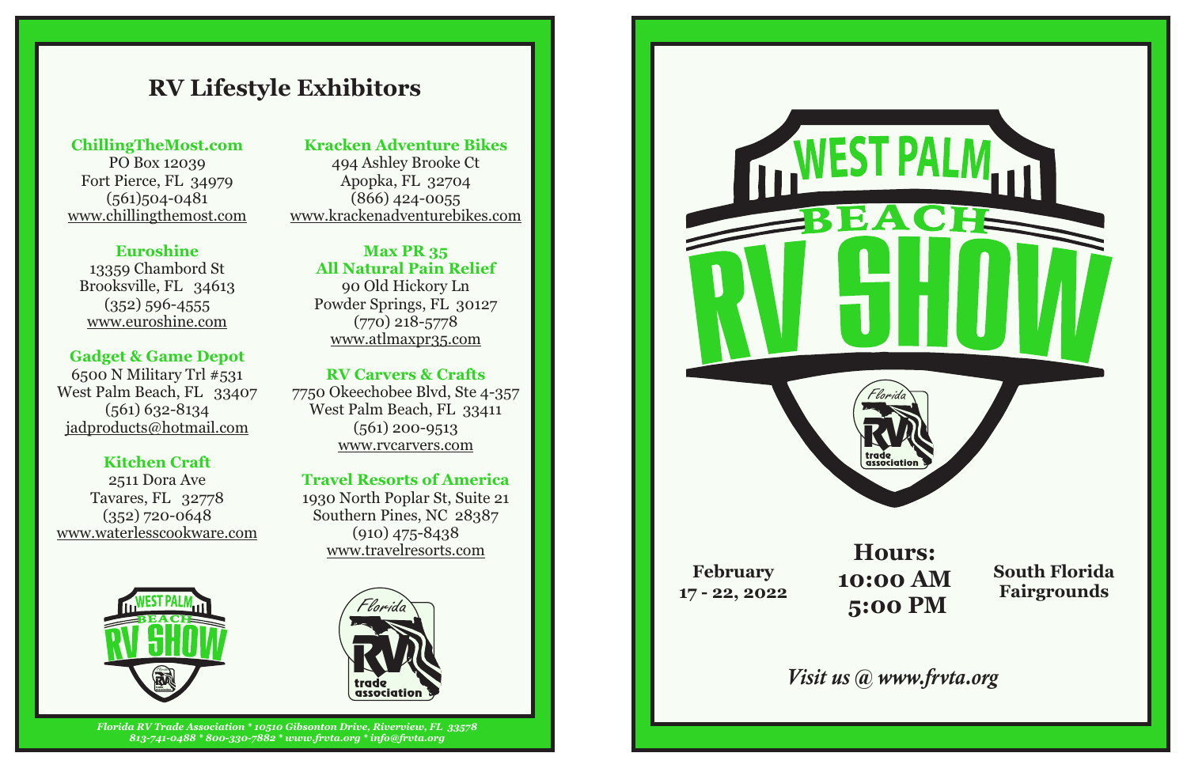## RV Lifestyle Exhibitors

**ChillingTheMost.com**
PO Box 12039
Fort Pierce, FL 34979
(561)504-0481
www.chillingthemost.com

**Euroshine**
13359 Chambord St
Brooksville, FL 34613
(352) 596-4555
www.euroshine.com

**Gadget & Game Depot**
6500 N Military Trl #531
West Palm Beach, FL 33407
(561) 632-8134
jadproducts@hotmail.com

**Kitchen Craft**
2511 Dora Ave
Tavares, FL 32778
(352) 720-0648
www.waterlesscookware.com

**Kracken Adventure Bikes**
494 Ashley Brooke Ct
Apopka, FL 32704
(866) 424-0055
www.krackenadventurebikes.com

**Max PR 35**
**All Natural Pain Relief**
90 Old Hickory Ln
Powder Springs, FL 30127
(770) 218-5778
www.atlmaxpr35.com

**RV Carvers & Crafts**
7750 Okeechobee Blvd, Ste 4-357
West Palm Beach, FL 33411
(561) 200-9513
www.rvcarvers.com

**Travel Resorts of America**
1930 North Poplar St, Suite 21
Southern Pines, NC 28387
(910) 475-8438
www.travelresorts.com

*Florida RV Trade Association * 10510 Gibsonton Drive, Riverview, FL 33578*
*813-741-0488 * 800-330-7882 * www.frvta.org * info@frvta.org*

# WEST PALM BEACH RV SHOW

Florida RV trade association

**February 17 - 22, 2022**

**Hours:**
**10:00 AM**
**5:00 PM**

**South Florida Fairgrounds**

*Visit us @ www.frvta.org*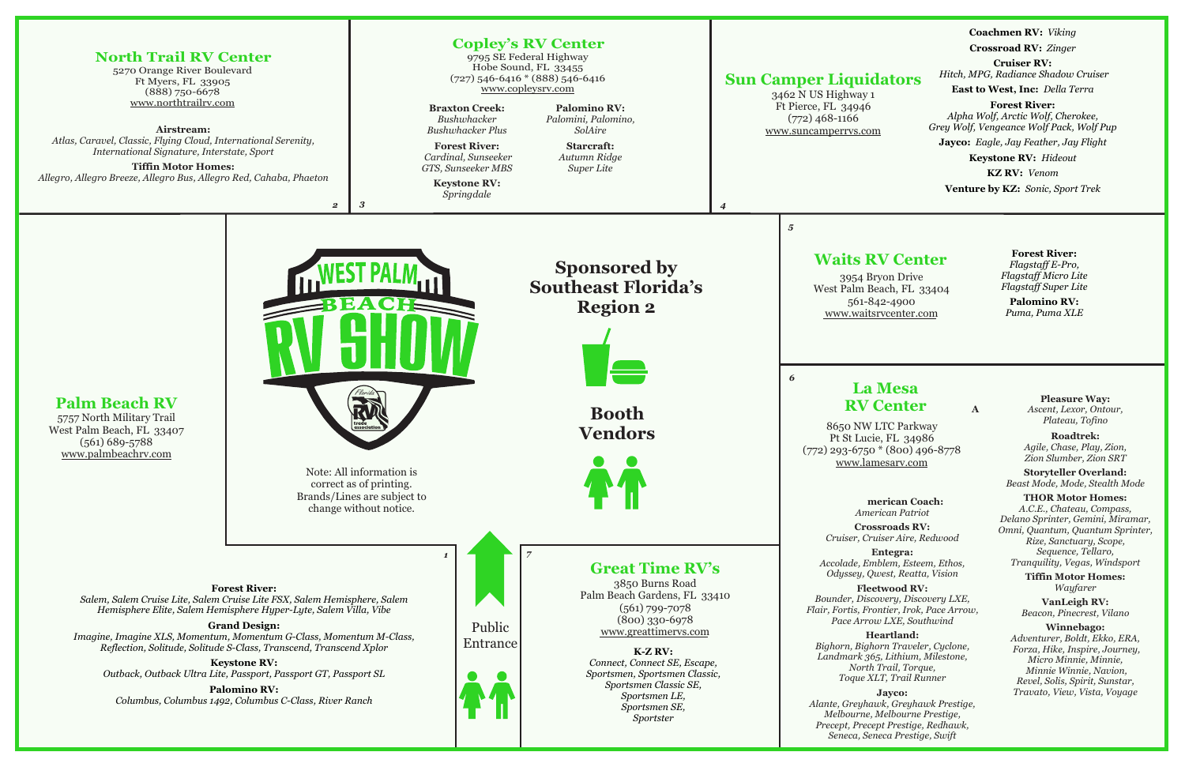## North Trail RV Center

5270 Orange River Boulevard
Ft Myers, FL 33905
(888) 750-6678
www.northtrailrv.com

**Airstream:**
*Atlas, Caravel, Classic, Flying Cloud, International Serenity, International Signature, Interstate, Sport*

**Tiffin Motor Homes:**
*Allegro, Allegro Breeze, Allegro Bus, Allegro Red, Cahaba, Phaeton*

2

## Copley's RV Center

9795 SE Federal Highway
Hobe Sound, FL 33455
(727) 546-6416 * (888) 546-6416
www.copleysrv.com

**Braxton Creek:**
*Bushwhacker*
*Bushwhacker Plus*

**Forest River:**
*Cardinal, Sunseeker GTS, Sunseeker MBS*

**Keystone RV:**
*Springdale*

**Palomino RV:**
*Palomini, Palomino, SolAire*

**Starcraft:**
*Autumn Ridge Super Lite*

3

## Sun Camper Liquidators

3462 N US Highway 1
Ft Pierce, FL 34946
(772) 468-1166
www.suncamperrvs.com

**Coachmen RV:** *Viking*

**Crossroad RV:** *Zinger*

**Cruiser RV:**
*Hitch, MPG, Radiance Shadow Cruiser*

**East to West, Inc:** *Della Terra*

**Forest River:**
*Alpha Wolf, Arctic Wolf, Cherokee, Grey Wolf, Vengeance Wolf Pack, Wolf Pup*

**Jayco:** *Eagle, Jay Feather, Jay Flight*

**Keystone RV:** *Hideout*

**KZ RV:** *Venom*

**Venture by KZ:** *Sonic, Sport Trek*

4

## Palm Beach RV

5757 North Military Trail
West Palm Beach, FL 33407
(561) 689-5788
www.palmbeachrv.com

**Forest River:**
*Salem, Salem Cruise Lite, Salem Cruise Lite FSX, Salem Hemisphere, Salem Hemisphere Elite, Salem Hemisphere Hyper-Lyte, Salem Villa, Vibe*

**Grand Design:**
*Imagine, Imagine XLS, Momentum, Momentum G-Class, Momentum M-Class, Reflection, Solitude, Solitude S-Class, Transcend, Transcend Xplor*

**Keystone RV:**
*Outback, Outback Ultra Lite, Passport, Passport GT, Passport SL*

**Palomino RV:**
*Columbus, Columbus 1492, Columbus C-Class, River Ranch*

1

WEST PALM BEACH RV SHOW

Note: All information is correct as of printing. Brands/Lines are subject to change without notice.

**Sponsored by Southeast Florida's Region 2**

**Booth Vendors**

Public Entrance

5

## Waits RV Center

3954 Bryon Drive
West Palm Beach, FL 33404
561-842-4900
www.waitsrvcenter.com

**Forest River:**
*Flagstaff E-Pro, Flagstaff Micro Lite, Flagstaff Super Lite*

**Palomino RV:**
*Puma, Puma XLE*

6

## La Mesa RV Center

8650 NW LTC Parkway
Pt St Lucie, FL 34986
(772) 293-6750 * (800) 496-8778
www.lamesarv.com

A

**merican Coach:**
*American Patriot*

**Crossroads RV:**
*Cruiser, Cruiser Aire, Redwood*

**Entegra:**
*Accolade, Emblem, Esteem, Ethos, Odyssey, Qwest, Reatta, Vision*

**Fleetwood RV:**
*Bounder, Discovery, Discovery LXE, Flair, Fortis, Frontier, Irok, Pace Arrow, Pace Arrow LXE, Southwind*

**Heartland:**
*Bighorn, Bighorn Traveler, Cyclone, Landmark 365, Lithium, Milestone, North Trail, Torque, Toque XLT, Trail Runner*

**Jayco:**
*Alante, Greyhawk, Greyhawk Prestige, Melbourne, Melbourne Prestige, Precept, Precept Prestige, Redhawk, Seneca, Seneca Prestige, Swift*

**Pleasure Way:**
*Ascent, Lexor, Ontour, Plateau, Tofino*

**Roadtrek:**
*Agile, Chase, Play, Zion, Zion Slumber, Zion SRT*

**Storyteller Overland:**
*Beast Mode, Mode, Stealth Mode*

**THOR Motor Homes:**
*A.C.E., Chateau, Compass, Delano Sprinter, Gemini, Miramar, Omni, Quantum, Quantum Sprinter, Rize, Sanctuary, Scope, Sequence, Tellaro, Tranquility, Vegas, Windsport*

**Tiffin Motor Homes:**
*Wayfarer*

**VanLeigh RV:**
*Beacon, Pinecrest, Vilano*

**Winnebago:**
*Adventurer, Boldt, Ekko, ERA, Forza, Hike, Inspire, Journey, Micro Minnie, Minnie, Minnie Winnie, Navion, Revel, Solis, Spirit, Sunstar, Travato, View, Vista, Voyage*

7

## Great Time RV's

3850 Burns Road
Palm Beach Gardens, FL 33410
(561) 799-7078
(800) 330-6978
www.greattimervs.com

**K-Z RV:**
*Connect, Connect SE, Escape, Sportsmen, Sportsmen Classic, Sportsmen Classic SE, Sportsmen LE, Sportsmen SE, Sportster*